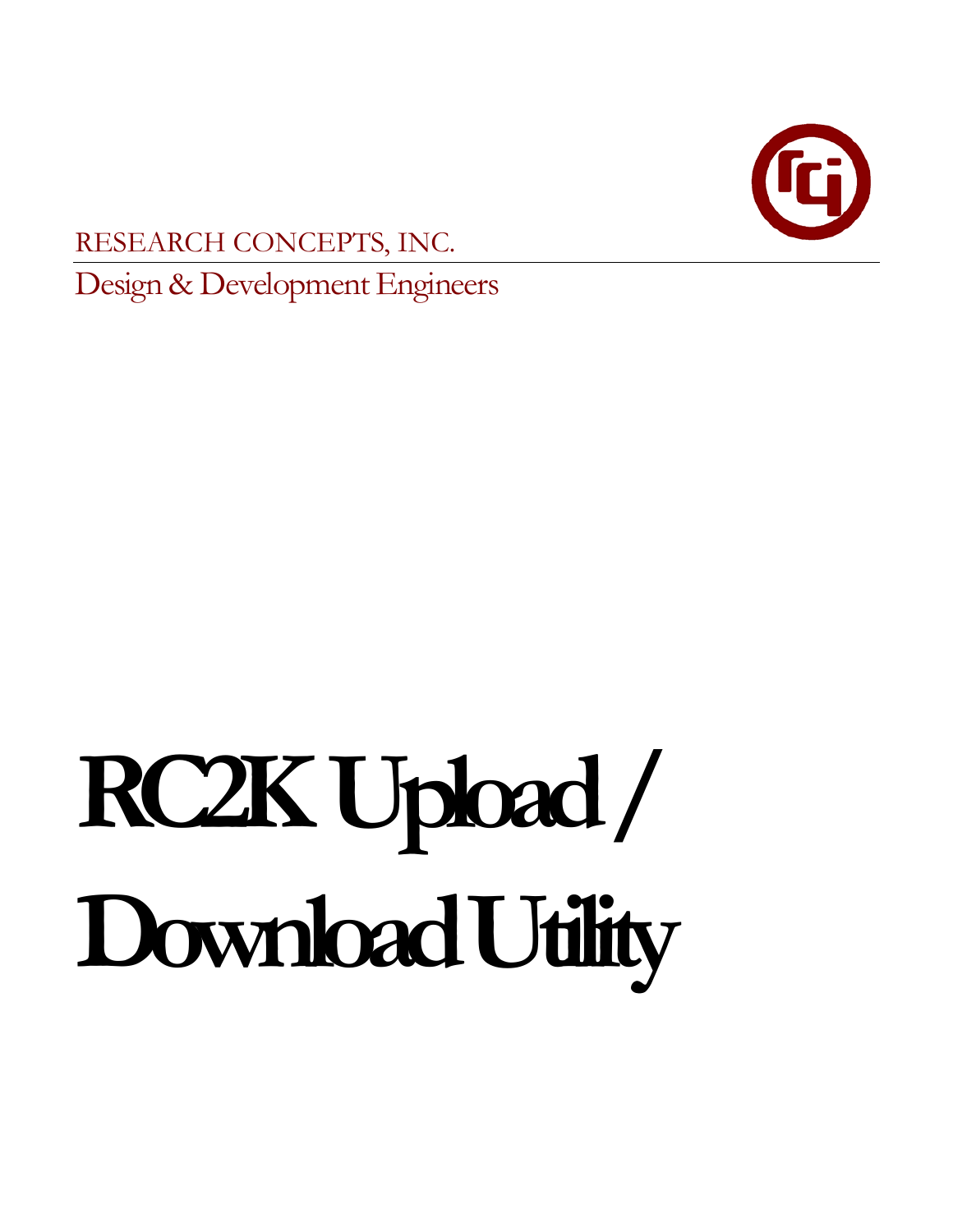RESEARCH CONCEPTS, INC.

Design & Development Engineers

# RC2K Upload / Download Utility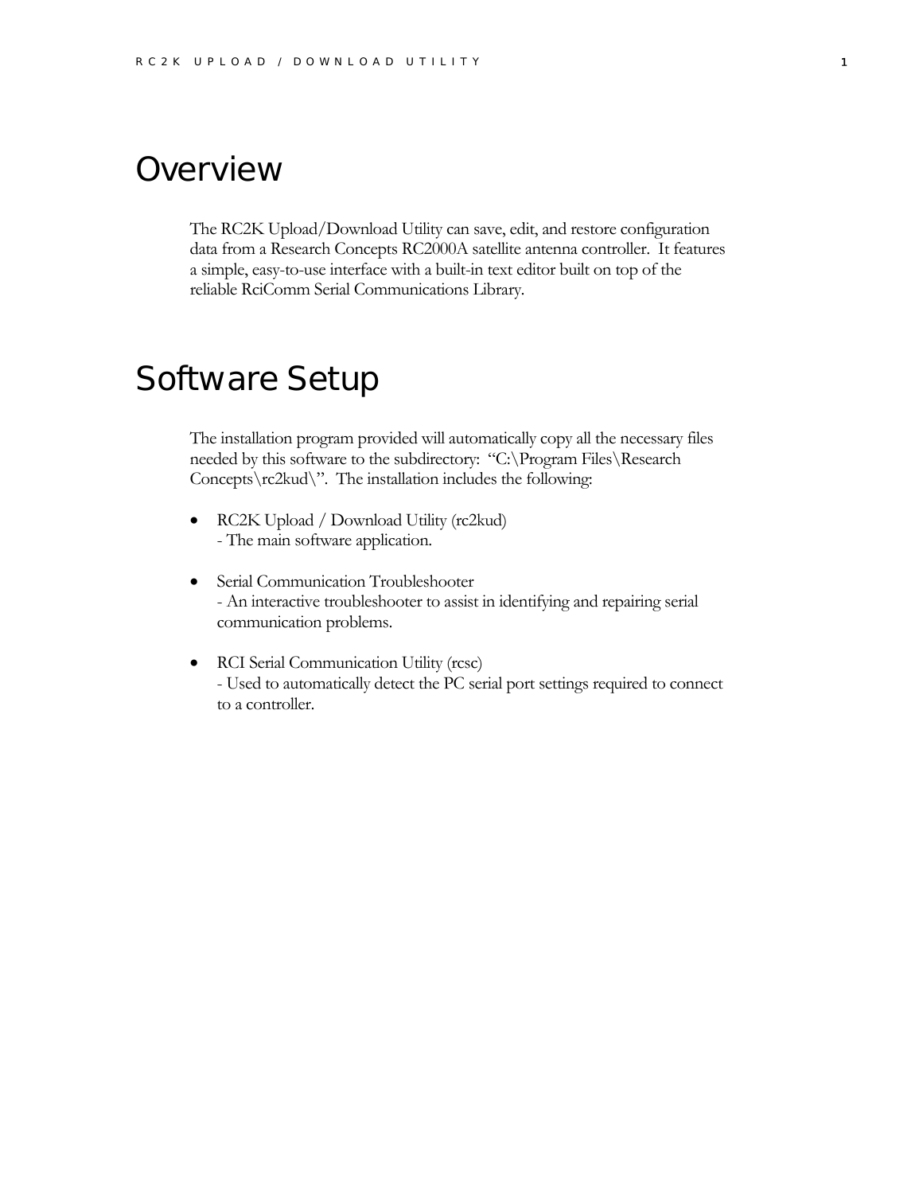# Overview

The RC2K Upload/Download Utility can save, edit, and restore configuration data from a Research Concepts RC2000A satellite antenna controller. It features a simple, easy-to-use interface with a built-in text editor built on top of the reliable RciComm Serial Communications Library.

# Software Setup

The installation program provided will automatically copy all the necessary files needed by this software to the subdirectory: "C:\Program Files\Research Concepts\rc2kud\". The installation includes the following:

- RC2K Upload / Download Utility (rc2kud)
  - The main software application.

- Serial Communication Troubleshooter
  - An interactive troubleshooter to assist in identifying and repairing serial communication problems.

- RCI Serial Communication Utility (rcsc)
  - Used to automatically detect the PC serial port settings required to connect to a controller.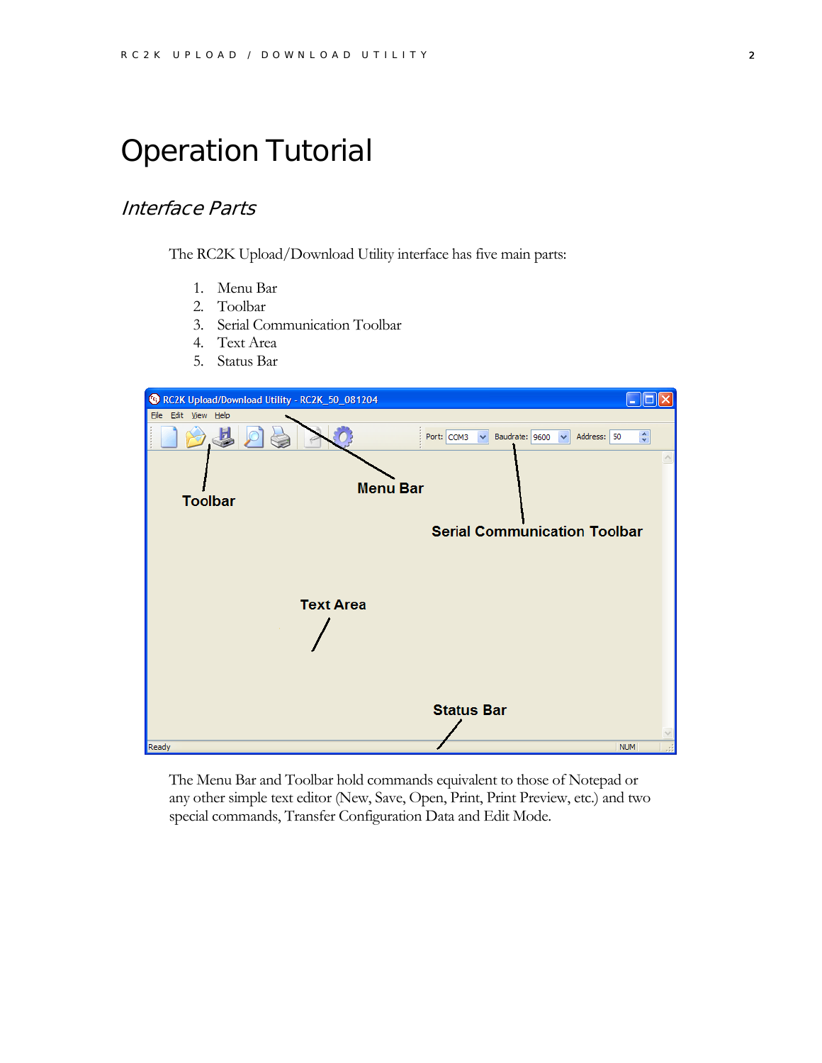# Operation Tutorial

## *Interface Parts*

The RC2K Upload/Download Utility interface has five main parts:

1. Menu Bar
2. Toolbar
3. Serial Communication Toolbar
4. Text Area
5. Status Bar

The Menu Bar and Toolbar hold commands equivalent to those of Notepad or any other simple text editor (New, Save, Open, Print, Print Preview, etc.) and two special commands, Transfer Configuration Data and Edit Mode.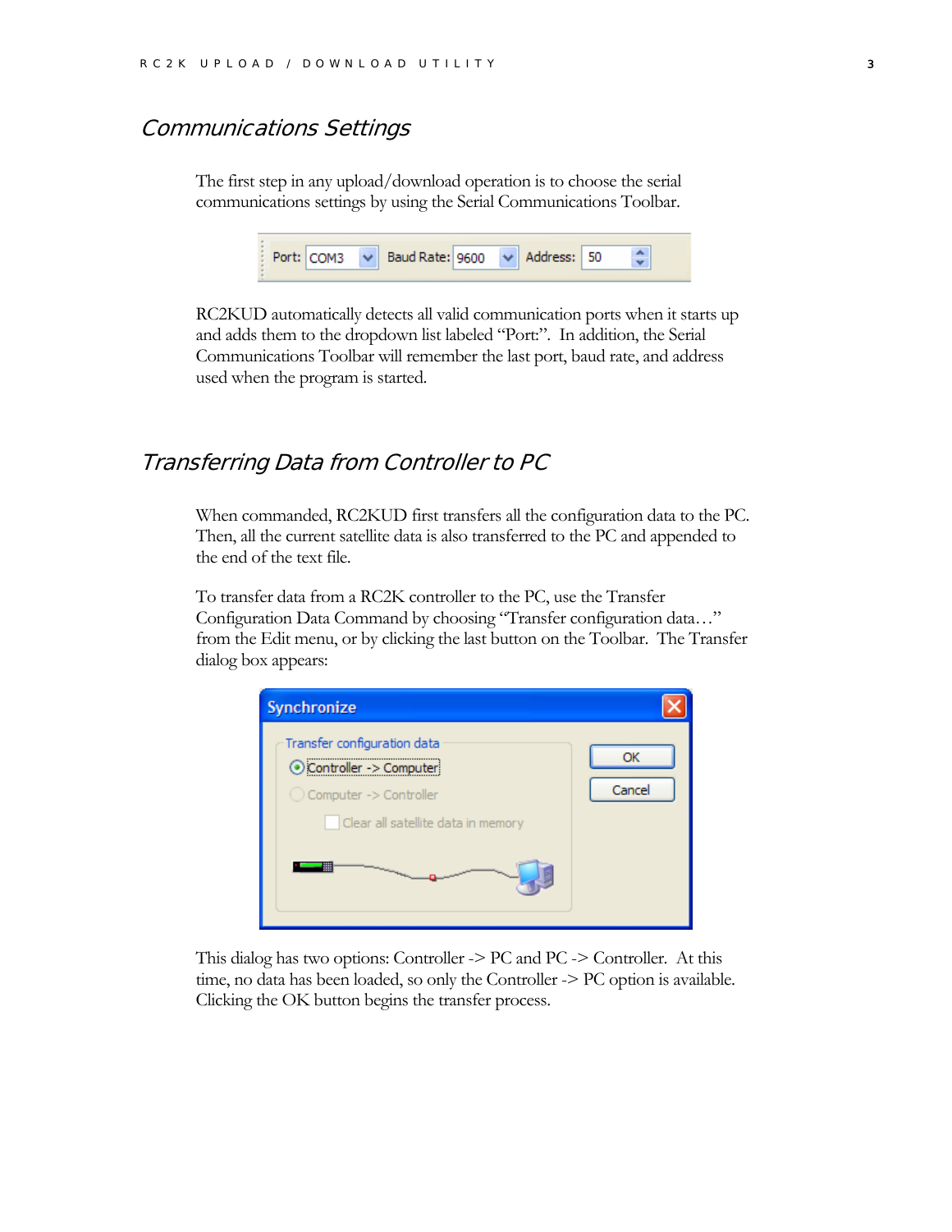## Communications Settings

The first step in any upload/download operation is to choose the serial communications settings by using the Serial Communications Toolbar.

RC2KUD automatically detects all valid communication ports when it starts up and adds them to the dropdown list labeled "Port:". In addition, the Serial Communications Toolbar will remember the last port, baud rate, and address used when the program is started.

## Transferring Data from Controller to PC

When commanded, RC2KUD first transfers all the configuration data to the PC. Then, all the current satellite data is also transferred to the PC and appended to the end of the text file.

To transfer data from a RC2K controller to the PC, use the Transfer Configuration Data Command by choosing "Transfer configuration data…" from the Edit menu, or by clicking the last button on the Toolbar. The Transfer dialog box appears:

This dialog has two options: Controller -> PC and PC -> Controller. At this time, no data has been loaded, so only the Controller -> PC option is available. Clicking the OK button begins the transfer process.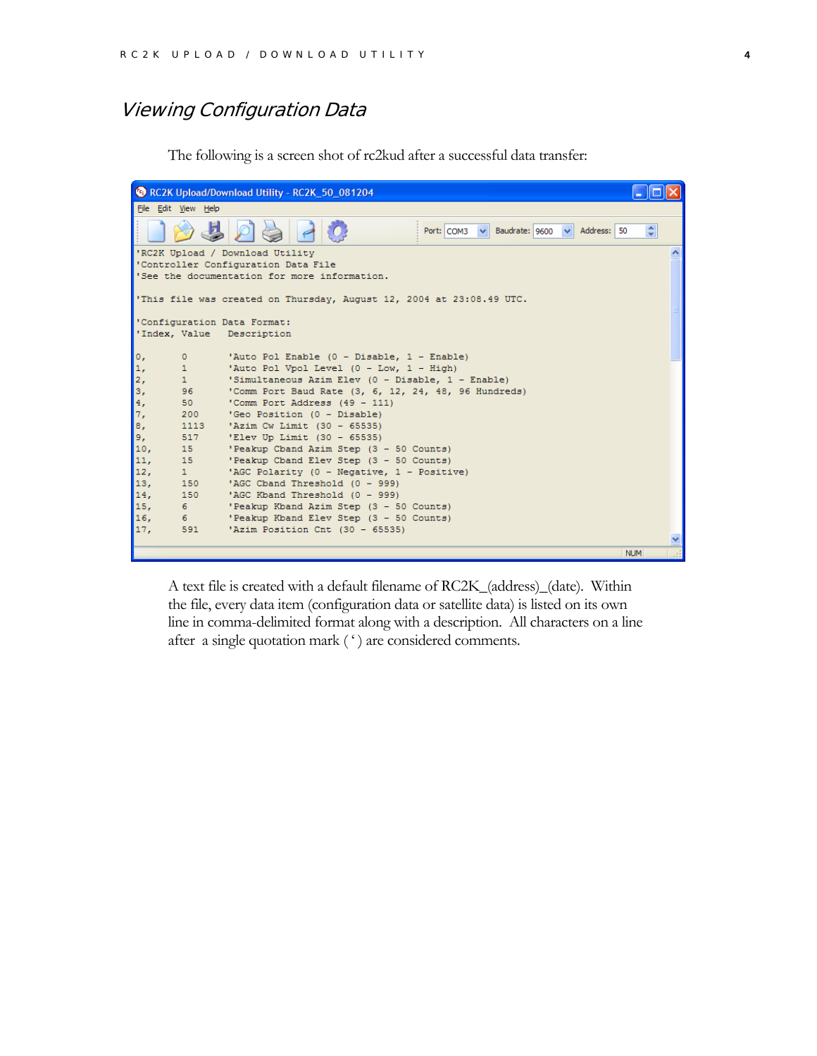## Viewing Configuration Data

The following is a screen shot of rc2kud after a successful data transfer:

```
RC2K Upload/Download Utility - RC2K_50_081204
File  Edit  View  Help
Port: COM3   Baudrate: 9600   Address: 50

'RC2K Upload / Download Utility
'Controller Configuration Data File
'See the documentation for more information.

'This file was created on Thursday, August 12, 2004 at 23:08.49 UTC.

'Configuration Data Format:
'Index, Value    Description

0,      0       'Auto Pol Enable (0 - Disable, 1 - Enable)
1,      1       'Auto Pol Vpol Level (0 - Low, 1 - High)
2,      1       'Simultaneous Azim Elev (0 - Disable, 1 - Enable)
3,      96      'Comm Port Baud Rate (3, 6, 12, 24, 48, 96 Hundreds)
4,      50      'Comm Port Address (49 - 111)
7,      200     'Geo Position (0 - Disable)
8,      1113    'Azim Cw Limit (30 - 65535)
9,      517     'Elev Up Limit (30 - 65535)
10,     15      'Peakup Cband Azim Step (3 - 50 Counts)
11,     15      'Peakup Cband Elev Step (3 - 50 Counts)
12,     1       'AGC Polarity (0 - Negative, 1 - Positive)
13,     150     'AGC Cband Threshold (0 - 999)
14,     150     'AGC Kband Threshold (0 - 999)
15,     6       'Peakup Kband Azim Step (3 - 50 Counts)
16,     6       'Peakup Kband Elev Step (3 - 50 Counts)
17,     591     'Azim Position Cnt (30 - 65535)
```

A text file is created with a default filename of RC2K_(address)_(date). Within the file, every data item (configuration data or satellite data) is listed on its own line in comma-delimited format along with a description. All characters on a line after a single quotation mark ( ' ) are considered comments.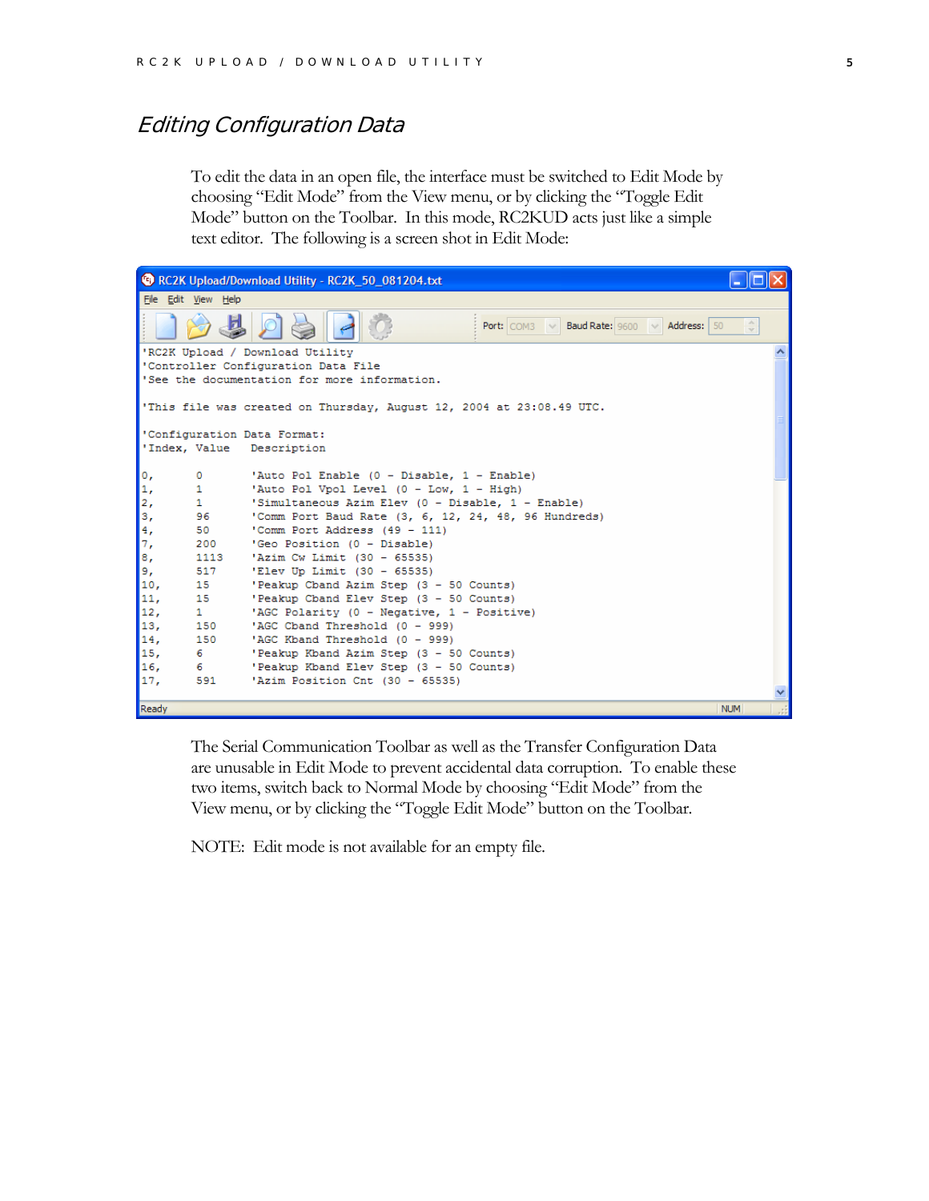## *Editing Configuration Data*

To edit the data in an open file, the interface must be switched to Edit Mode by choosing "Edit Mode" from the View menu, or by clicking the "Toggle Edit Mode" button on the Toolbar. In this mode, RC2KUD acts just like a simple text editor. The following is a screen shot in Edit Mode:

```
'RC2K Upload / Download Utility
'Controller Configuration Data File
'See the documentation for more information.

'This file was created on Thursday, August 12, 2004 at 23:08.49 UTC.

'Configuration Data Format:
'Index, Value   Description

0,      0       'Auto Pol Enable (0 - Disable, 1 - Enable)
1,      1       'Auto Pol Vpol Level (0 - Low, 1 - High)
2,      1       'Simultaneous Azim Elev (0 - Disable, 1 - Enable)
3,      96      'Comm Port Baud Rate (3, 6, 12, 24, 48, 96 Hundreds)
4,      50      'Comm Port Address (49 - 111)
7,      200     'Geo Position (0 - Disable)
8,      1113    'Azim Cw Limit (30 - 65535)
9,      517     'Elev Up Limit (30 - 65535)
10,     15      'Peakup Cband Azim Step (3 - 50 Counts)
11,     15      'Peakup Cband Elev Step (3 - 50 Counts)
12,     1       'AGC Polarity (0 - Negative, 1 - Positive)
13,     150     'AGC Cband Threshold (0 - 999)
14,     150     'AGC Kband Threshold (0 - 999)
15,     6       'Peakup Kband Azim Step (3 - 50 Counts)
16,     6       'Peakup Kband Elev Step (3 - 50 Counts)
17,     591     'Azim Position Cnt (30 - 65535)
```

The Serial Communication Toolbar as well as the Transfer Configuration Data are unusable in Edit Mode to prevent accidental data corruption. To enable these two items, switch back to Normal Mode by choosing "Edit Mode" from the View menu, or by clicking the "Toggle Edit Mode" button on the Toolbar.

NOTE: Edit mode is not available for an empty file.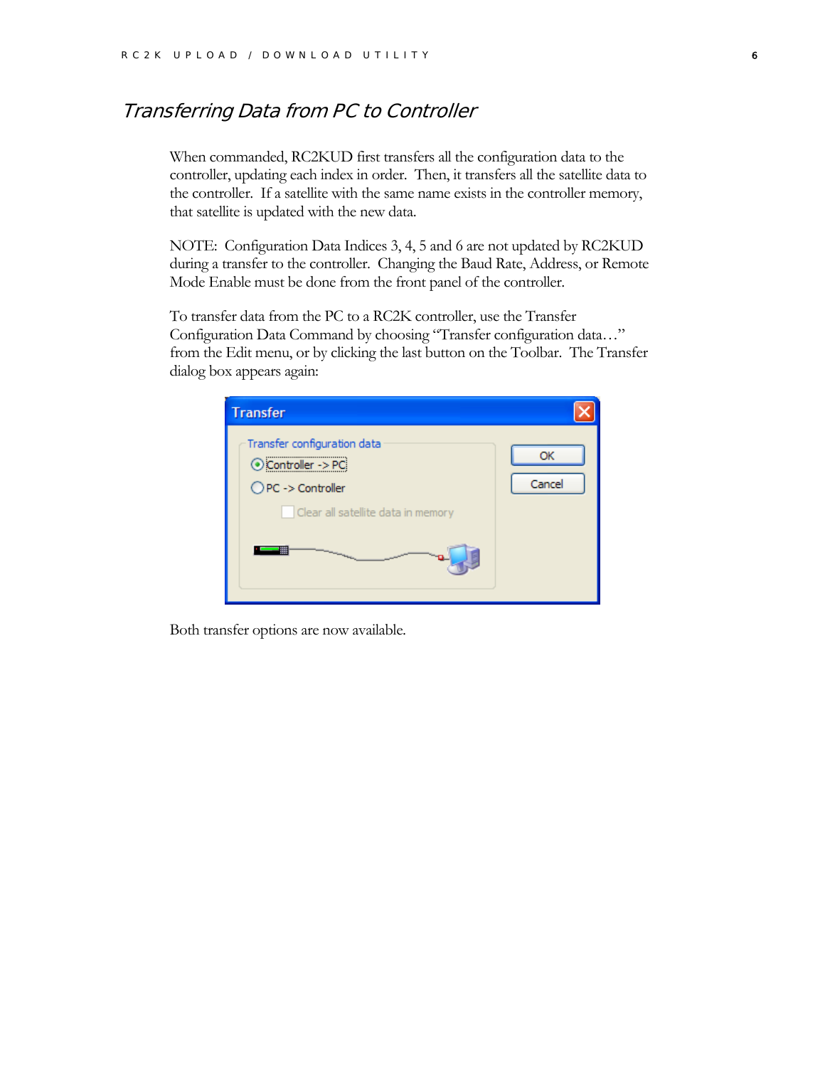## Transferring Data from PC to Controller

When commanded, RC2KUD first transfers all the configuration data to the controller, updating each index in order. Then, it transfers all the satellite data to the controller. If a satellite with the same name exists in the controller memory, that satellite is updated with the new data.

NOTE: Configuration Data Indices 3, 4, 5 and 6 are not updated by RC2KUD during a transfer to the controller. Changing the Baud Rate, Address, or Remote Mode Enable must be done from the front panel of the controller.

To transfer data from the PC to a RC2K controller, use the Transfer Configuration Data Command by choosing "Transfer configuration data…" from the Edit menu, or by clicking the last button on the Toolbar. The Transfer dialog box appears again:

Both transfer options are now available.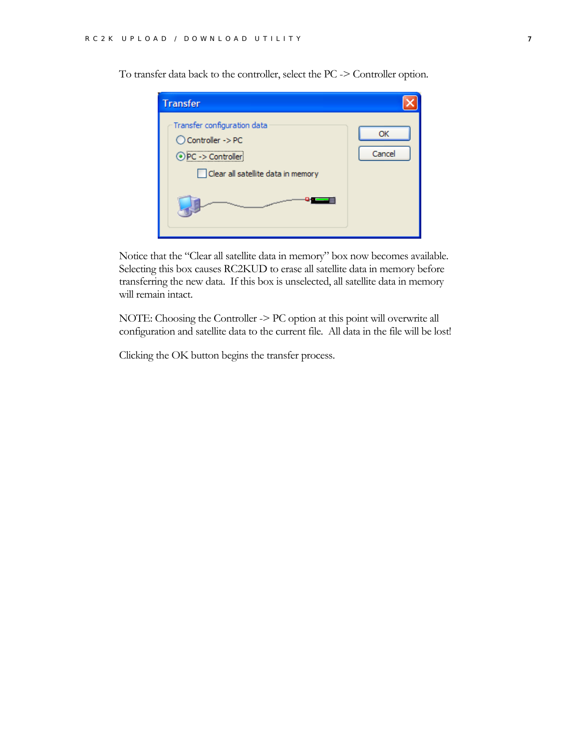To transfer data back to the controller, select the PC -> Controller option.

Notice that the "Clear all satellite data in memory" box now becomes available. Selecting this box causes RC2KUD to erase all satellite data in memory before transferring the new data. If this box is unselected, all satellite data in memory will remain intact.

NOTE: Choosing the Controller -> PC option at this point will overwrite all configuration and satellite data to the current file. All data in the file will be lost!

Clicking the OK button begins the transfer process.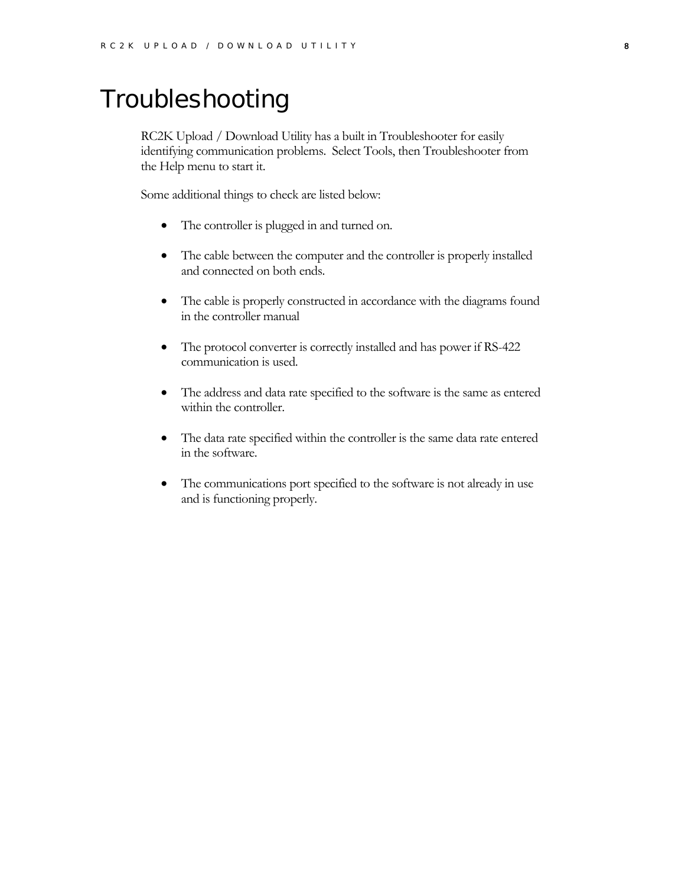# Troubleshooting

RC2K Upload / Download Utility has a built in Troubleshooter for easily identifying communication problems. Select Tools, then Troubleshooter from the Help menu to start it.

Some additional things to check are listed below:

- The controller is plugged in and turned on.
- The cable between the computer and the controller is properly installed and connected on both ends.
- The cable is properly constructed in accordance with the diagrams found in the controller manual
- The protocol converter is correctly installed and has power if RS-422 communication is used.
- The address and data rate specified to the software is the same as entered within the controller.
- The data rate specified within the controller is the same data rate entered in the software.
- The communications port specified to the software is not already in use and is functioning properly.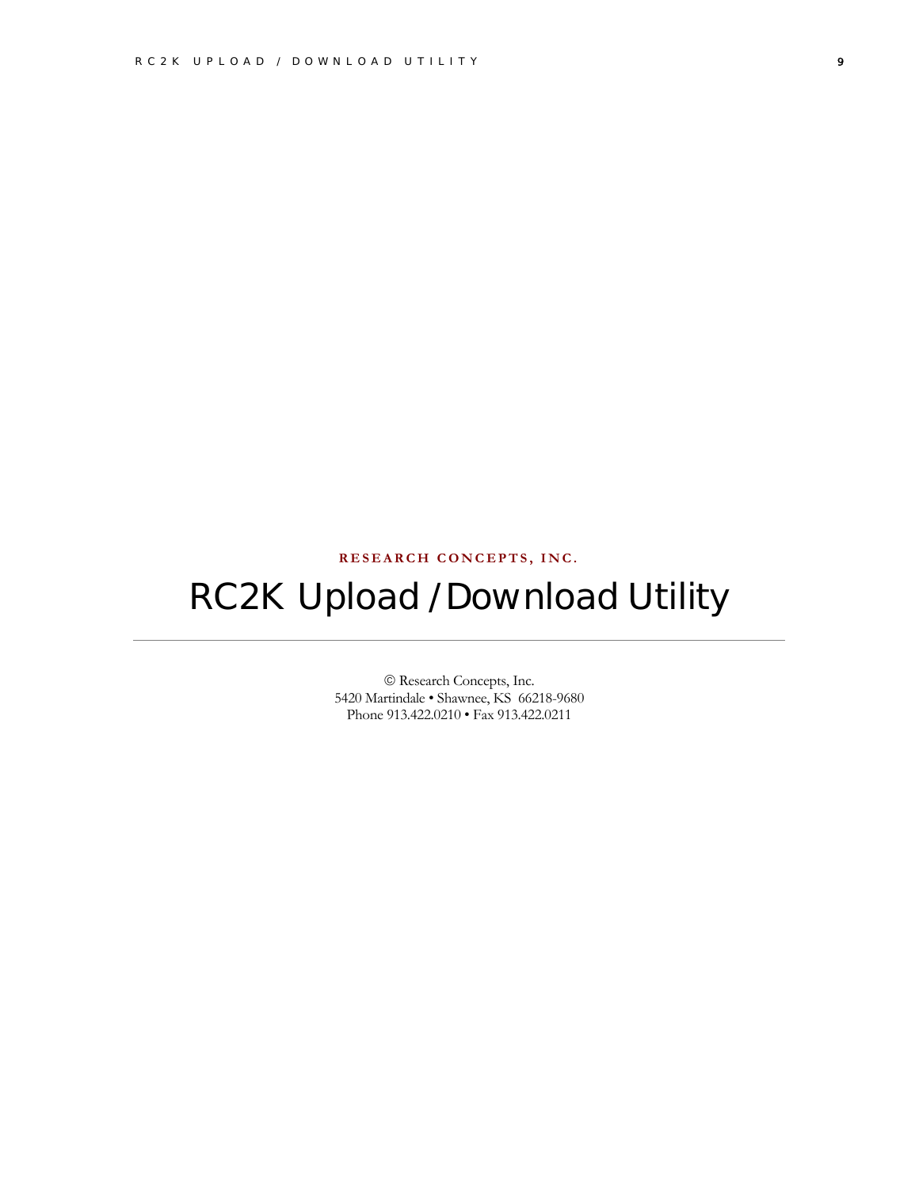**RESEARCH CONCEPTS, INC.**

# RC2K Upload / Download Utility

---

© Research Concepts, Inc.
5420 Martindale • Shawnee, KS 66218-9680
Phone 913.422.0210 • Fax 913.422.0211